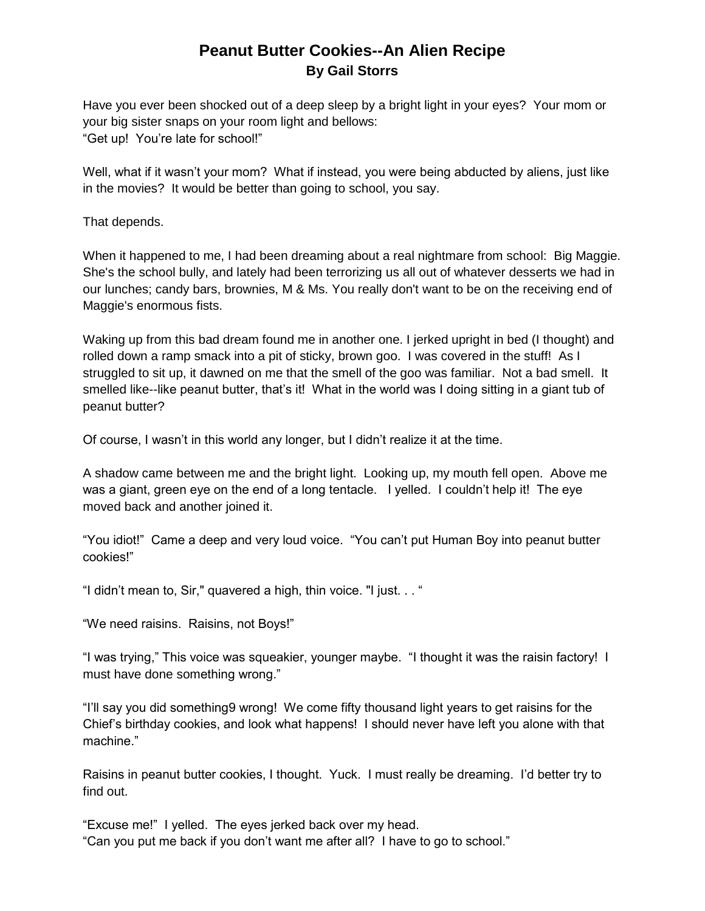# Peanut Butter Cookies--An Alien Recipe

### By Gail Storrs

Have you ever been shocked out of a deep sleep by a bright light in your eyes? Your mom or your big sister snaps on your room light and bellows:
"Get up! You're late for school!"

Well, what if it wasn't your mom? What if instead, you were being abducted by aliens, just like in the movies? It would be better than going to school, you say.

That depends.

When it happened to me, I had been dreaming about a real nightmare from school: Big Maggie. She's the school bully, and lately had been terrorizing us all out of whatever desserts we had in our lunches; candy bars, brownies, M & Ms. You really don't want to be on the receiving end of Maggie's enormous fists.

Waking up from this bad dream found me in another one. I jerked upright in bed (I thought) and rolled down a ramp smack into a pit of sticky, brown goo. I was covered in the stuff! As I struggled to sit up, it dawned on me that the smell of the goo was familiar. Not a bad smell. It smelled like--like peanut butter, that's it! What in the world was I doing sitting in a giant tub of peanut butter?

Of course, I wasn't in this world any longer, but I didn't realize it at the time.

A shadow came between me and the bright light. Looking up, my mouth fell open. Above me was a giant, green eye on the end of a long tentacle. I yelled. I couldn't help it! The eye moved back and another joined it.

"You idiot!" Came a deep and very loud voice. "You can't put Human Boy into peanut butter cookies!"

"I didn't mean to, Sir," quavered a high, thin voice. "I just. . . "

"We need raisins. Raisins, not Boys!"

"I was trying," This voice was squeakier, younger maybe. "I thought it was the raisin factory! I must have done something wrong."

"I'll say you did something9 wrong! We come fifty thousand light years to get raisins for the Chief's birthday cookies, and look what happens! I should never have left you alone with that machine."

Raisins in peanut butter cookies, I thought. Yuck. I must really be dreaming. I'd better try to find out.

"Excuse me!" I yelled. The eyes jerked back over my head.
"Can you put me back if you don't want me after all? I have to go to school."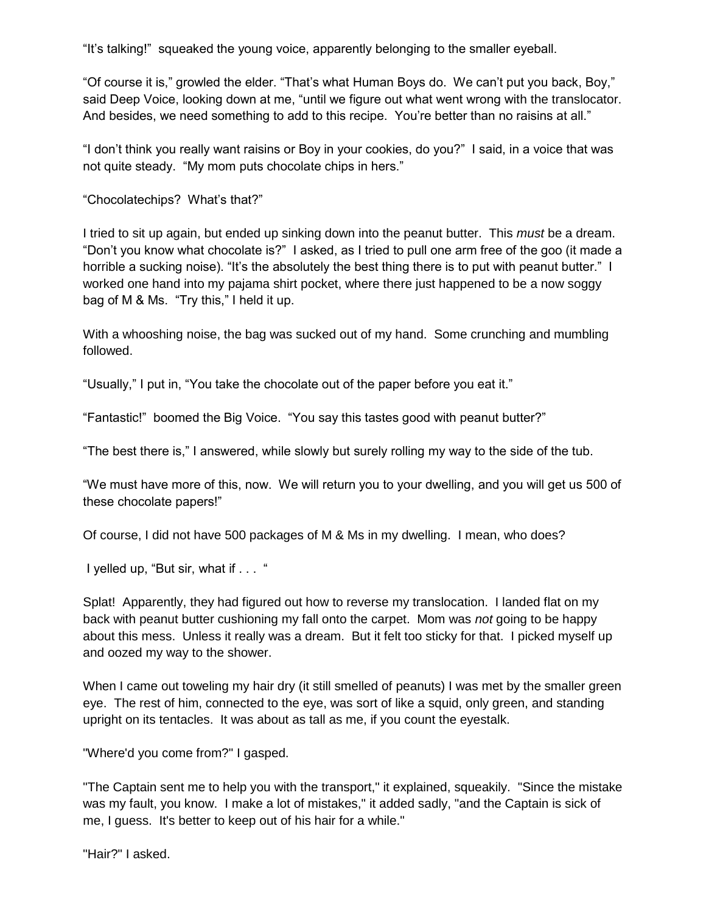"It's talking!"  squeaked the young voice, apparently belonging to the smaller eyeball.

"Of course it is," growled the elder. "That's what Human Boys do.  We can't put you back, Boy," said Deep Voice, looking down at me, "until we figure out what went wrong with the translocator. And besides, we need something to add to this recipe.  You're better than no raisins at all."

"I don't think you really want raisins or Boy in your cookies, do you?"  I said, in a voice that was not quite steady.  "My mom puts chocolate chips in hers."

"Chocolatechips?  What's that?"

I tried to sit up again, but ended up sinking down into the peanut butter.  This *must* be a dream. "Don't you know what chocolate is?"  I asked, as I tried to pull one arm free of the goo (it made a horrible a sucking noise). "It's the absolutely the best thing there is to put with peanut butter."  I worked one hand into my pajama shirt pocket, where there just happened to be a now soggy bag of M & Ms.  "Try this," I held it up.

With a whooshing noise, the bag was sucked out of my hand.  Some crunching and mumbling followed.

"Usually," I put in, "You take the chocolate out of the paper before you eat it."

"Fantastic!"  boomed the Big Voice.  "You say this tastes good with peanut butter?"

"The best there is," I answered, while slowly but surely rolling my way to the side of the tub.

"We must have more of this, now.  We will return you to your dwelling, and you will get us 500 of these chocolate papers!"

Of course, I did not have 500 packages of M & Ms in my dwelling.  I mean, who does?

I yelled up, "But sir, what if . . . "

Splat!  Apparently, they had figured out how to reverse my translocation.  I landed flat on my back with peanut butter cushioning my fall onto the carpet.  Mom was *not* going to be happy about this mess.  Unless it really was a dream.  But it felt too sticky for that.  I picked myself up and oozed my way to the shower.

When I came out toweling my hair dry (it still smelled of peanuts) I was met by the smaller green eye.  The rest of him, connected to the eye, was sort of like a squid, only green, and standing upright on its tentacles.  It was about as tall as me, if you count the eyestalk.

"Where'd you come from?" I gasped.

"The Captain sent me to help you with the transport," it explained, squeakily.  "Since the mistake was my fault, you know.  I make a lot of mistakes," it added sadly, "and the Captain is sick of me, I guess.  It's better to keep out of his hair for a while."

"Hair?" I asked.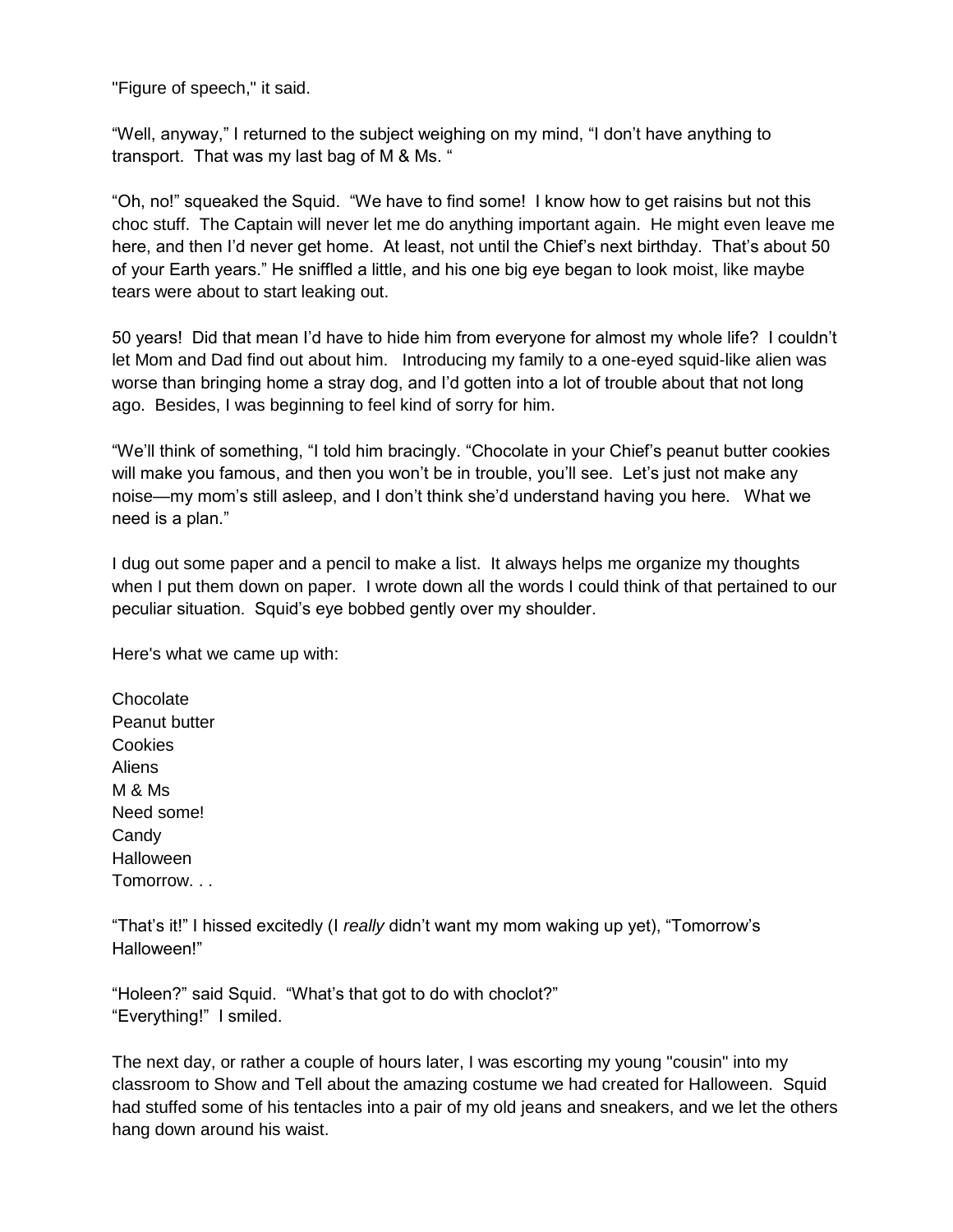"Figure of speech," it said.

"Well, anyway," I returned to the subject weighing on my mind, "I don't have anything to transport. That was my last bag of M & Ms. "

"Oh, no!" squeaked the Squid. "We have to find some! I know how to get raisins but not this choc stuff. The Captain will never let me do anything important again. He might even leave me here, and then I'd never get home. At least, not until the Chief's next birthday. That's about 50 of your Earth years." He sniffled a little, and his one big eye began to look moist, like maybe tears were about to start leaking out.

50 years! Did that mean I'd have to hide him from everyone for almost my whole life? I couldn't let Mom and Dad find out about him. Introducing my family to a one-eyed squid-like alien was worse than bringing home a stray dog, and I'd gotten into a lot of trouble about that not long ago. Besides, I was beginning to feel kind of sorry for him.

"We'll think of something, "I told him bracingly. "Chocolate in your Chief's peanut butter cookies will make you famous, and then you won't be in trouble, you'll see. Let's just not make any noise—my mom's still asleep, and I don't think she'd understand having you here. What we need is a plan."

I dug out some paper and a pencil to make a list. It always helps me organize my thoughts when I put them down on paper. I wrote down all the words I could think of that pertained to our peculiar situation. Squid's eye bobbed gently over my shoulder.

Here's what we came up with:

Chocolate
Peanut butter
Cookies
Aliens
M & Ms
Need some!
Candy
Halloween
Tomorrow. . .

"That's it!" I hissed excitedly (I *really* didn't want my mom waking up yet), "Tomorrow's Halloween!"

"Holeen?" said Squid. "What's that got to do with choclot?"
"Everything!" I smiled.

The next day, or rather a couple of hours later, I was escorting my young "cousin" into my classroom to Show and Tell about the amazing costume we had created for Halloween. Squid had stuffed some of his tentacles into a pair of my old jeans and sneakers, and we let the others hang down around his waist.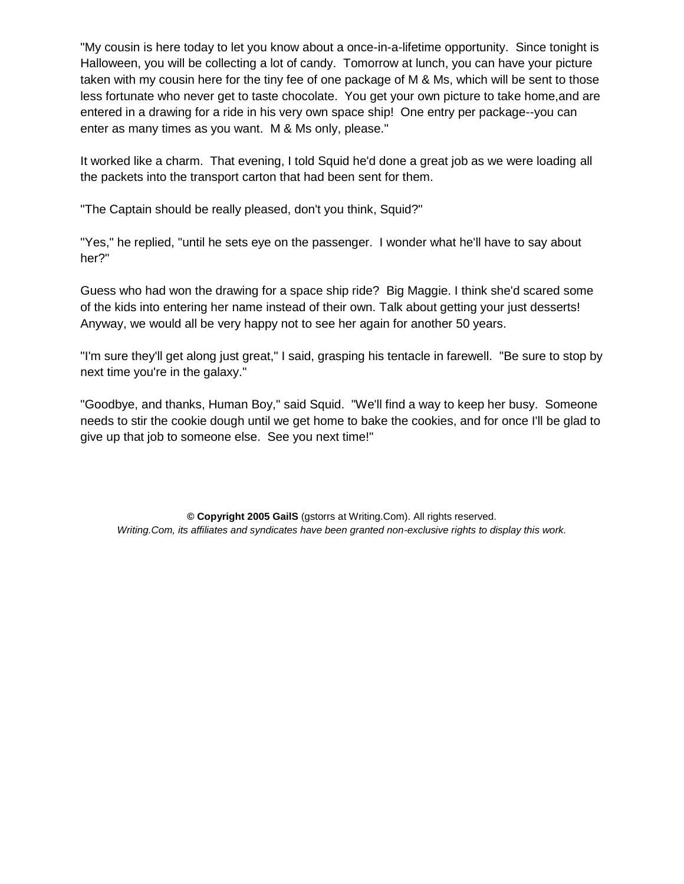"My cousin is here today to let you know about a once-in-a-lifetime opportunity.  Since tonight is Halloween, you will be collecting a lot of candy.  Tomorrow at lunch, you can have your picture taken with my cousin here for the tiny fee of one package of M & Ms, which will be sent to those less fortunate who never get to taste chocolate.  You get your own picture to take home,and are entered in a drawing for a ride in his very own space ship!  One entry per package--you can enter as many times as you want.  M & Ms only, please."

It worked like a charm.  That evening, I told Squid he'd done a great job as we were loading all the packets into the transport carton that had been sent for them.

"The Captain should be really pleased, don't you think, Squid?"

"Yes," he replied, "until he sets eye on the passenger.  I wonder what he'll have to say about her?"

Guess who had won the drawing for a space ship ride?  Big Maggie. I think she'd scared some of the kids into entering her name instead of their own. Talk about getting your just desserts! Anyway, we would all be very happy not to see her again for another 50 years.

"I'm sure they'll get along just great," I said, grasping his tentacle in farewell.  "Be sure to stop by next time you're in the galaxy."

"Goodbye, and thanks, Human Boy," said Squid.  "We'll find a way to keep her busy.  Someone needs to stir the cookie dough until we get home to bake the cookies, and for once I'll be glad to give up that job to someone else.  See you next time!"

**© Copyright 2005 GailS** (gstorrs at Writing.Com). All rights reserved.
*Writing.Com, its affiliates and syndicates have been granted non-exclusive rights to display this work.*